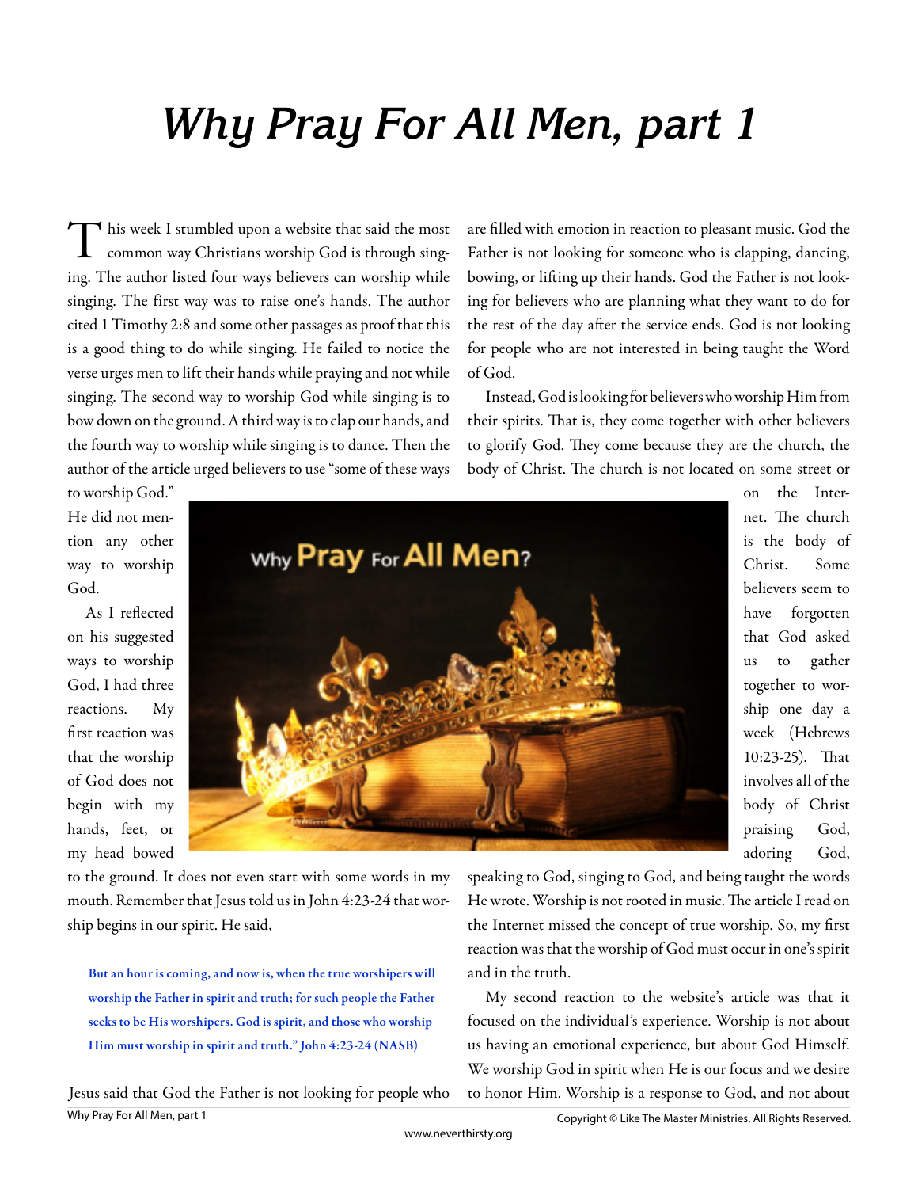# *Why Pray For All Men, part 1*

This week I stumbled upon a website that said the most common way Christians worship God is through singing. The author listed four ways believers can worship while singing. The first way was to raise one's hands. The author cited 1 Timothy 2:8 and some other passages as proof that this is a good thing to do while singing. He failed to notice the verse urges men to lift their hands while praying and not while singing. The second way to worship God while singing is to bow down on the ground. A third way is to clap our hands, and the fourth way to worship while singing is to dance. Then the author of the article urged believers to use "some of these ways to worship God." He did not mention any other way to worship God.

As I reflected on his suggested ways to worship God, I had three reactions. My first reaction was that the worship of God does not begin with my hands, feet, or my head bowed to the ground. It does not even start with some words in my mouth. Remember that Jesus told us in John 4:23-24 that worship begins in our spirit. He said,

> **But an hour is coming, and now is, when the true worshipers will worship the Father in spirit and truth; for such people the Father seeks to be His worshipers. God is spirit, and those who worship Him must worship in spirit and truth." John 4:23-24 (NASB)**

Jesus said that God the Father is not looking for people who are filled with emotion in reaction to pleasant music. God the Father is not looking for someone who is clapping, dancing, bowing, or lifting up their hands. God the Father is not looking for believers who are planning what they want to do for the rest of the day after the service ends. God is not looking for people who are not interested in being taught the Word of God.

Instead, God is looking for believers who worship Him from their spirits. That is, they come together with other believers to glorify God. They come because they are the church, the body of Christ. The church is not located on some street or on the Internet. The church is the body of Christ. Some believers seem to have forgotten that God asked us to gather together to worship one day a week (Hebrews 10:23-25). That involves all of the body of Christ praising God, adoring God, speaking to God, singing to God, and being taught the words He wrote. Worship is not rooted in music. The article I read on the Internet missed the concept of true worship. So, my first reaction was that the worship of God must occur in one's spirit and in the truth.

My second reaction to the website's article was that it focused on the individual's experience. Worship is not about us having an emotional experience, but about God Himself. We worship God in spirit when He is our focus and we desire to honor Him. Worship is a response to God, and not about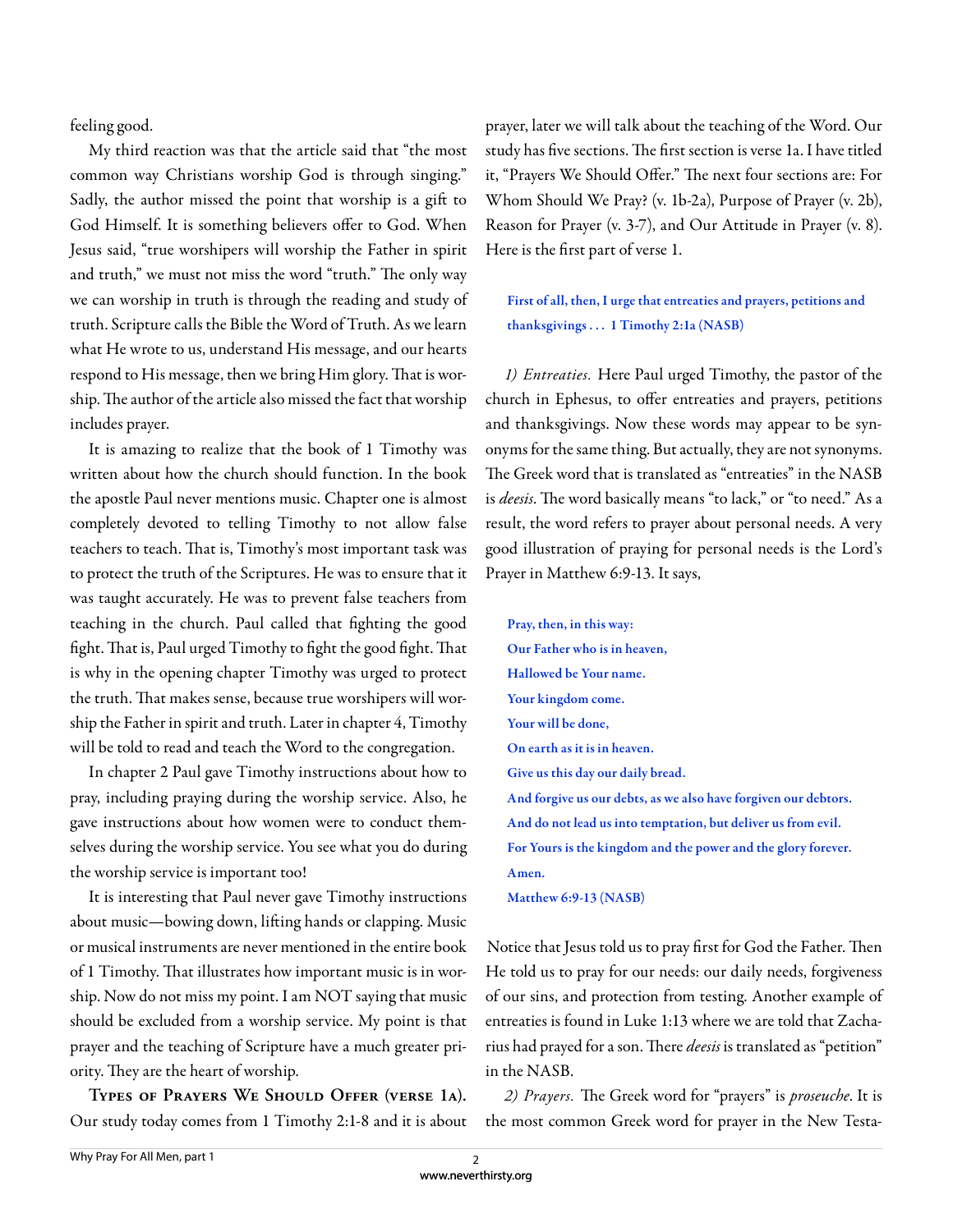feeling good.

My third reaction was that the article said that "the most common way Christians worship God is through singing." Sadly, the author missed the point that worship is a gift to God Himself. It is something believers offer to God. When Jesus said, "true worshipers will worship the Father in spirit and truth," we must not miss the word "truth." The only way we can worship in truth is through the reading and study of truth. Scripture calls the Bible the Word of Truth. As we learn what He wrote to us, understand His message, and our hearts respond to His message, then we bring Him glory. That is worship. The author of the article also missed the fact that worship includes prayer.

It is amazing to realize that the book of 1 Timothy was written about how the church should function. In the book the apostle Paul never mentions music. Chapter one is almost completely devoted to telling Timothy to not allow false teachers to teach. That is, Timothy's most important task was to protect the truth of the Scriptures. He was to ensure that it was taught accurately. He was to prevent false teachers from teaching in the church. Paul called that fighting the good fight. That is, Paul urged Timothy to fight the good fight. That is why in the opening chapter Timothy was urged to protect the truth. That makes sense, because true worshipers will worship the Father in spirit and truth. Later in chapter 4, Timothy will be told to read and teach the Word to the congregation.

In chapter 2 Paul gave Timothy instructions about how to pray, including praying during the worship service. Also, he gave instructions about how women were to conduct themselves during the worship service. You see what you do during the worship service is important too!

It is interesting that Paul never gave Timothy instructions about music—bowing down, lifting hands or clapping. Music or musical instruments are never mentioned in the entire book of 1 Timothy. That illustrates how important music is in worship. Now do not miss my point. I am NOT saying that music should be excluded from a worship service. My point is that prayer and the teaching of Scripture have a much greater priority. They are the heart of worship.

**Types of Prayers We Should Offer (verse 1a).** Our study today comes from 1 Timothy 2:1-8 and it is about prayer, later we will talk about the teaching of the Word. Our study has five sections. The first section is verse 1a. I have titled it, "Prayers We Should Offer." The next four sections are: For Whom Should We Pray? (v. 1b-2a), Purpose of Prayer (v. 2b), Reason for Prayer (v. 3-7), and Our Attitude in Prayer (v. 8). Here is the first part of verse 1.

> **First of all, then, I urge that entreaties and prayers, petitions and thanksgivings . . . 1 Timothy 2:1a (NASB)**

*1) Entreaties.* Here Paul urged Timothy, the pastor of the church in Ephesus, to offer entreaties and prayers, petitions and thanksgivings. Now these words may appear to be synonyms for the same thing. But actually, they are not synonyms. The Greek word that is translated as "entreaties" in the NASB is *deesis*. The word basically means "to lack," or "to need." As a result, the word refers to prayer about personal needs. A very good illustration of praying for personal needs is the Lord's Prayer in Matthew 6:9-13. It says,

> **Pray, then, in this way:**
> **Our Father who is in heaven,**
> **Hallowed be Your name.**
> **Your kingdom come.**
> **Your will be done,**
> **On earth as it is in heaven.**
> **Give us this day our daily bread.**
> **And forgive us our debts, as we also have forgiven our debtors.**
> **And do not lead us into temptation, but deliver us from evil.**
> **For Yours is the kingdom and the power and the glory forever.**
> **Amen.**
> **Matthew 6:9-13 (NASB)**

Notice that Jesus told us to pray first for God the Father. Then He told us to pray for our needs: our daily needs, forgiveness of our sins, and protection from testing. Another example of entreaties is found in Luke 1:13 where we are told that Zacharius had prayed for a son. There *deesis* is translated as "petition" in the NASB.

*2) Prayers.* The Greek word for "prayers" is *proseuche*. It is the most common Greek word for prayer in the New Testa-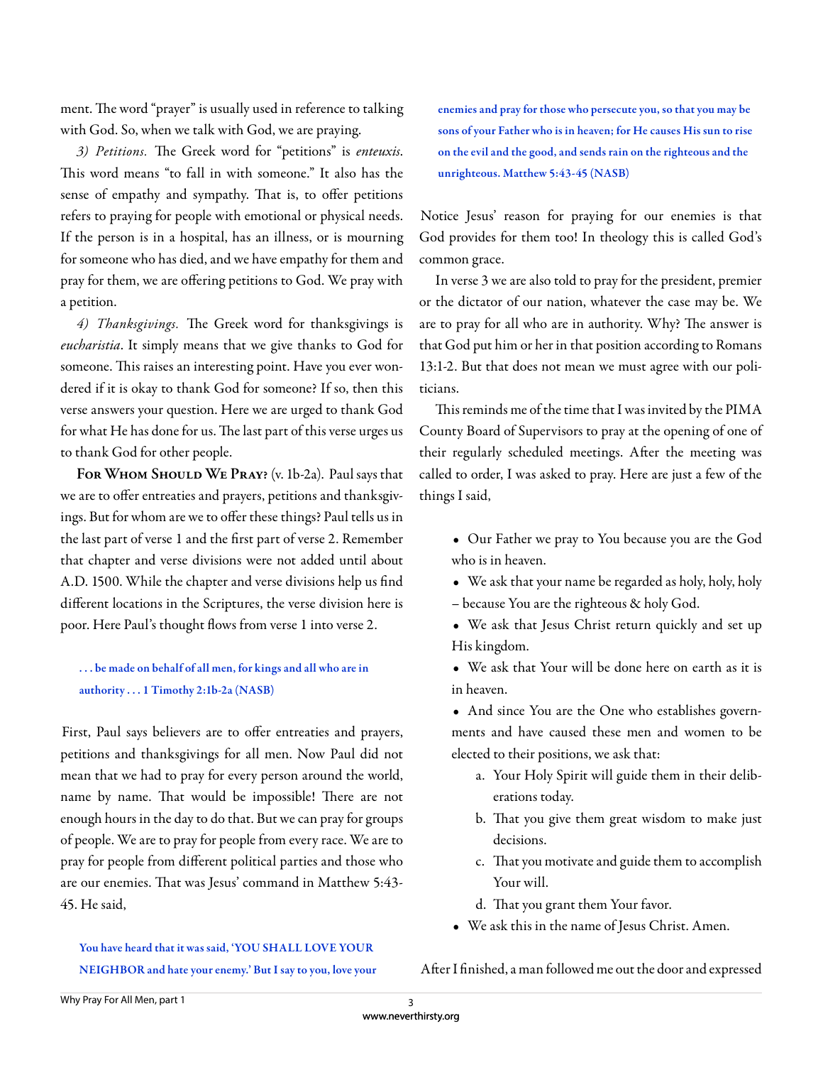ment. The word "prayer" is usually used in reference to talking with God. So, when we talk with God, we are praying.

*3) Petitions.* The Greek word for "petitions" is *enteuxis*. This word means "to fall in with someone." It also has the sense of empathy and sympathy. That is, to offer petitions refers to praying for people with emotional or physical needs. If the person is in a hospital, has an illness, or is mourning for someone who has died, and we have empathy for them and pray for them, we are offering petitions to God. We pray with a petition.

*4) Thanksgivings.* The Greek word for thanksgivings is *eucharistia*. It simply means that we give thanks to God for someone. This raises an interesting point. Have you ever wondered if it is okay to thank God for someone? If so, then this verse answers your question. Here we are urged to thank God for what He has done for us. The last part of this verse urges us to thank God for other people.

**For Whom Should We Pray?** (v. 1b-2a). Paul says that we are to offer entreaties and prayers, petitions and thanksgivings. But for whom are we to offer these things? Paul tells us in the last part of verse 1 and the first part of verse 2. Remember that chapter and verse divisions were not added until about A.D. 1500. While the chapter and verse divisions help us find different locations in the Scriptures, the verse division here is poor. Here Paul's thought flows from verse 1 into verse 2.

> **. . . be made on behalf of all men, for kings and all who are in authority . . . 1 Timothy 2:1b-2a (NASB)**

First, Paul says believers are to offer entreaties and prayers, petitions and thanksgivings for all men. Now Paul did not mean that we had to pray for every person around the world, name by name. That would be impossible! There are not enough hours in the day to do that. But we can pray for groups of people. We are to pray for people from every race. We are to pray for people from different political parties and those who are our enemies. That was Jesus' command in Matthew 5:43-45. He said,

> **You have heard that it was said, 'YOU SHALL LOVE YOUR NEIGHBOR and hate your enemy.' But I say to you, love your enemies and pray for those who persecute you, so that you may be sons of your Father who is in heaven; for He causes His sun to rise on the evil and the good, and sends rain on the righteous and the unrighteous. Matthew 5:43-45 (NASB)**

Notice Jesus' reason for praying for our enemies is that God provides for them too! In theology this is called God's common grace.

In verse 3 we are also told to pray for the president, premier or the dictator of our nation, whatever the case may be. We are to pray for all who are in authority. Why? The answer is that God put him or her in that position according to Romans 13:1-2. But that does not mean we must agree with our politicians.

This reminds me of the time that I was invited by the PIMA County Board of Supervisors to pray at the opening of one of their regularly scheduled meetings. After the meeting was called to order, I was asked to pray. Here are just a few of the things I said,

- Our Father we pray to You because you are the God who is in heaven.
- We ask that your name be regarded as holy, holy, holy – because You are the righteous & holy God.
- We ask that Jesus Christ return quickly and set up His kingdom.
- We ask that Your will be done here on earth as it is in heaven.
- And since You are the One who establishes governments and have caused these men and women to be elected to their positions, we ask that:
    a. Your Holy Spirit will guide them in their deliberations today.
    b. That you give them great wisdom to make just decisions.
    c. That you motivate and guide them to accomplish Your will.
    d. That you grant them Your favor.
- We ask this in the name of Jesus Christ. Amen.

After I finished, a man followed me out the door and expressed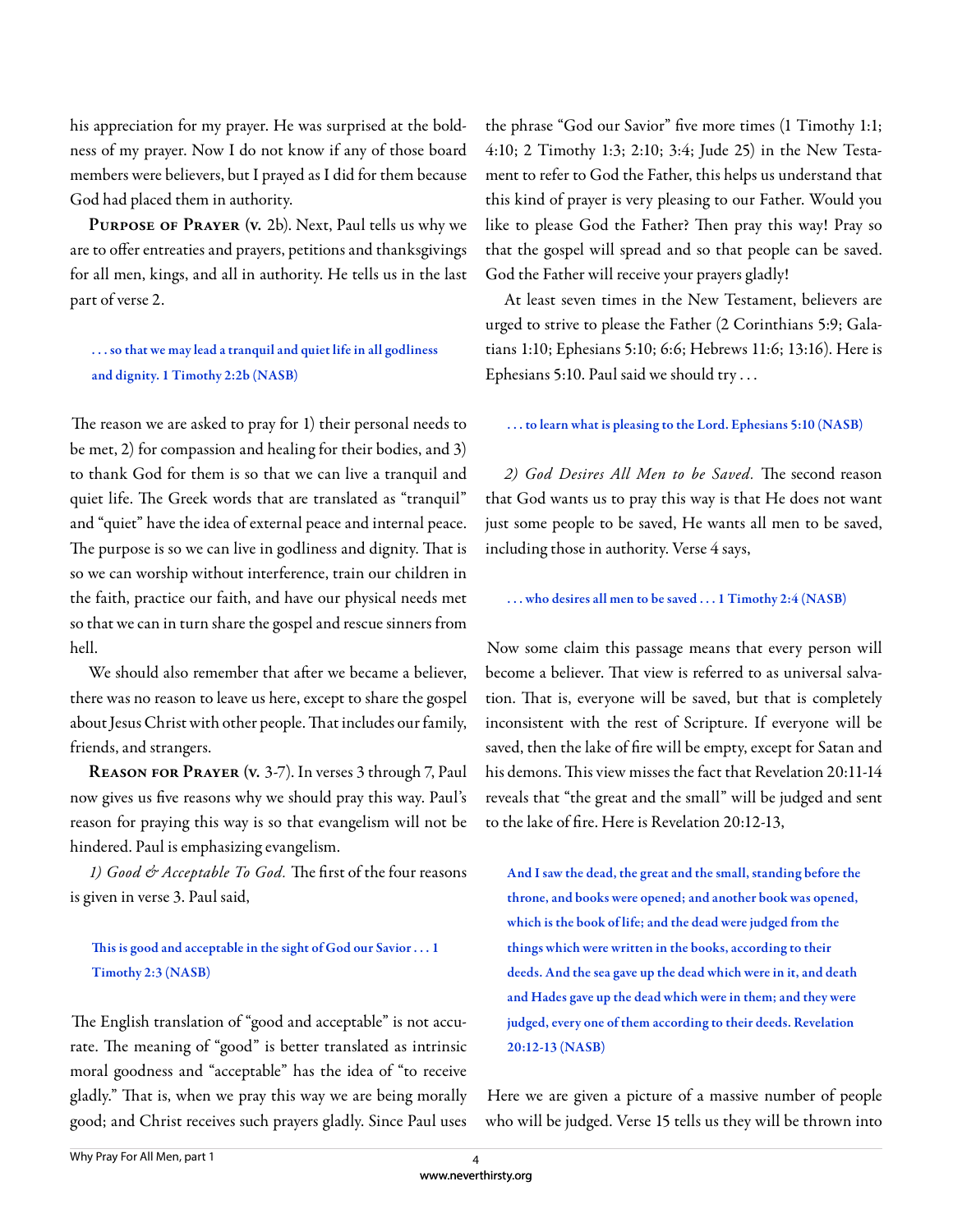his appreciation for my prayer. He was surprised at the boldness of my prayer. Now I do not know if any of those board members were believers, but I prayed as I did for them because God had placed them in authority.

**Purpose of Prayer (v. 2b).** Next, Paul tells us why we are to offer entreaties and prayers, petitions and thanksgivings for all men, kings, and all in authority. He tells us in the last part of verse 2.

> **. . . so that we may lead a tranquil and quiet life in all godliness and dignity. 1 Timothy 2:2b (NASB)**

The reason we are asked to pray for 1) their personal needs to be met, 2) for compassion and healing for their bodies, and 3) to thank God for them is so that we can live a tranquil and quiet life. The Greek words that are translated as "tranquil" and "quiet" have the idea of external peace and internal peace. The purpose is so we can live in godliness and dignity. That is so we can worship without interference, train our children in the faith, practice our faith, and have our physical needs met so that we can in turn share the gospel and rescue sinners from hell.

We should also remember that after we became a believer, there was no reason to leave us here, except to share the gospel about Jesus Christ with other people. That includes our family, friends, and strangers.

**Reason for Prayer (v. 3-7).** In verses 3 through 7, Paul now gives us five reasons why we should pray this way. Paul's reason for praying this way is so that evangelism will not be hindered. Paul is emphasizing evangelism.

*1) Good & Acceptable To God.* The first of the four reasons is given in verse 3. Paul said,

> **This is good and acceptable in the sight of God our Savior . . . 1 Timothy 2:3 (NASB)**

The English translation of "good and acceptable" is not accurate. The meaning of "good" is better translated as intrinsic moral goodness and "acceptable" has the idea of "to receive gladly." That is, when we pray this way we are being morally good; and Christ receives such prayers gladly. Since Paul uses the phrase "God our Savior" five more times (1 Timothy 1:1; 4:10; 2 Timothy 1:3; 2:10; 3:4; Jude 25) in the New Testament to refer to God the Father, this helps us understand that this kind of prayer is very pleasing to our Father. Would you like to please God the Father? Then pray this way! Pray so that the gospel will spread and so that people can be saved. God the Father will receive your prayers gladly!

At least seven times in the New Testament, believers are urged to strive to please the Father (2 Corinthians 5:9; Galatians 1:10; Ephesians 5:10; 6:6; Hebrews 11:6; 13:16). Here is Ephesians 5:10. Paul said we should try . . .

> **. . . to learn what is pleasing to the Lord. Ephesians 5:10 (NASB)**

*2) God Desires All Men to be Saved.* The second reason that God wants us to pray this way is that He does not want just some people to be saved, He wants all men to be saved, including those in authority. Verse 4 says,

> **. . . who desires all men to be saved . . . 1 Timothy 2:4 (NASB)**

Now some claim this passage means that every person will become a believer. That view is referred to as universal salvation. That is, everyone will be saved, but that is completely inconsistent with the rest of Scripture. If everyone will be saved, then the lake of fire will be empty, except for Satan and his demons. This view misses the fact that Revelation 20:11-14 reveals that "the great and the small" will be judged and sent to the lake of fire. Here is Revelation 20:12-13,

> **And I saw the dead, the great and the small, standing before the throne, and books were opened; and another book was opened, which is the book of life; and the dead were judged from the things which were written in the books, according to their deeds. And the sea gave up the dead which were in it, and death and Hades gave up the dead which were in them; and they were judged, every one of them according to their deeds. Revelation 20:12-13 (NASB)**

Here we are given a picture of a massive number of people who will be judged. Verse 15 tells us they will be thrown into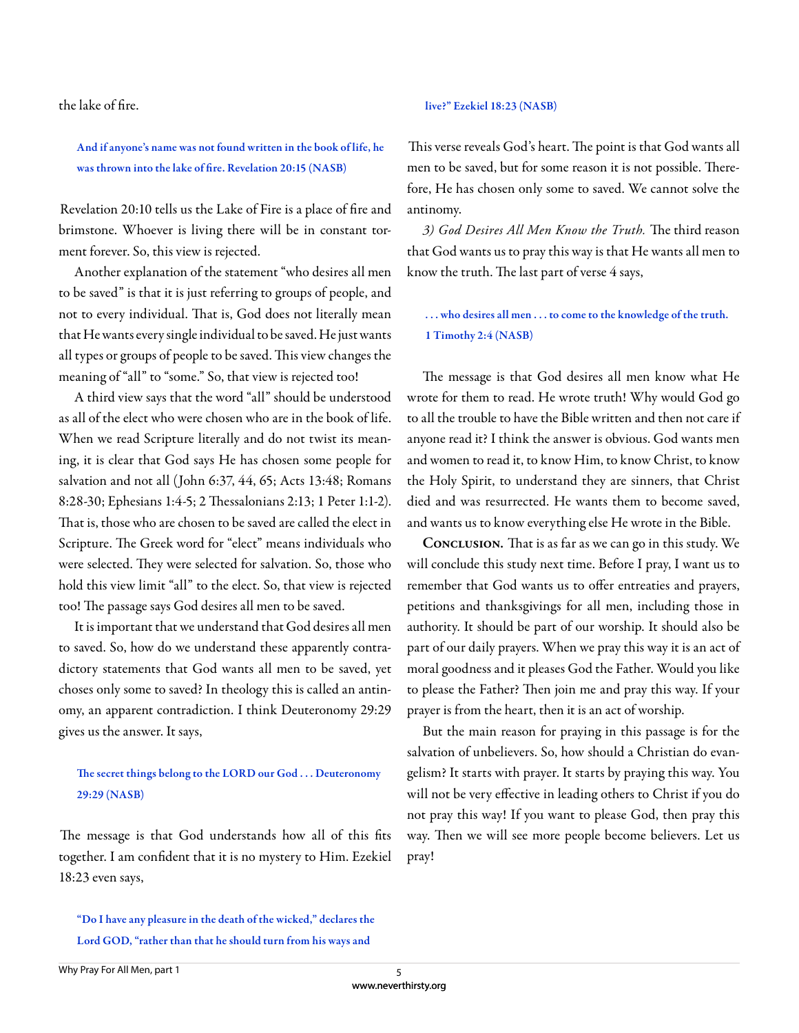the lake of fire.

> **And if anyone's name was not found written in the book of life, he was thrown into the lake of fire. Revelation 20:15 (NASB)**

Revelation 20:10 tells us the Lake of Fire is a place of fire and brimstone. Whoever is living there will be in constant torment forever. So, this view is rejected.

Another explanation of the statement "who desires all men to be saved" is that it is just referring to groups of people, and not to every individual. That is, God does not literally mean that He wants every single individual to be saved. He just wants all types or groups of people to be saved. This view changes the meaning of "all" to "some." So, that view is rejected too!

A third view says that the word "all" should be understood as all of the elect who were chosen who are in the book of life. When we read Scripture literally and do not twist its meaning, it is clear that God says He has chosen some people for salvation and not all (John 6:37, 44, 65; Acts 13:48; Romans 8:28-30; Ephesians 1:4-5; 2 Thessalonians 2:13; 1 Peter 1:1-2). That is, those who are chosen to be saved are called the elect in Scripture. The Greek word for "elect" means individuals who were selected. They were selected for salvation. So, those who hold this view limit "all" to the elect. So, that view is rejected too! The passage says God desires all men to be saved.

It is important that we understand that God desires all men to saved. So, how do we understand these apparently contradictory statements that God wants all men to be saved, yet choses only some to saved? In theology this is called an antinomy, an apparent contradiction. I think Deuteronomy 29:29 gives us the answer. It says,

> **The secret things belong to the LORD our God . . . Deuteronomy 29:29 (NASB)**

The message is that God understands how all of this fits together. I am confident that it is no mystery to Him. Ezekiel 18:23 even says,

> **"Do I have any pleasure in the death of the wicked," declares the Lord GOD, "rather than that he should turn from his ways and live?" Ezekiel 18:23 (NASB)**

This verse reveals God's heart. The point is that God wants all men to be saved, but for some reason it is not possible. Therefore, He has chosen only some to saved. We cannot solve the antinomy.

*3) God Desires All Men Know the Truth.* The third reason that God wants us to pray this way is that He wants all men to know the truth. The last part of verse 4 says,

> **. . . who desires all men . . . to come to the knowledge of the truth. 1 Timothy 2:4 (NASB)**

The message is that God desires all men know what He wrote for them to read. He wrote truth! Why would God go to all the trouble to have the Bible written and then not care if anyone read it? I think the answer is obvious. God wants men and women to read it, to know Him, to know Christ, to know the Holy Spirit, to understand they are sinners, that Christ died and was resurrected. He wants them to become saved, and wants us to know everything else He wrote in the Bible.

**Conclusion.** That is as far as we can go in this study. We will conclude this study next time. Before I pray, I want us to remember that God wants us to offer entreaties and prayers, petitions and thanksgivings for all men, including those in authority. It should be part of our worship. It should also be part of our daily prayers. When we pray this way it is an act of moral goodness and it pleases God the Father. Would you like to please the Father? Then join me and pray this way. If your prayer is from the heart, then it is an act of worship.

But the main reason for praying in this passage is for the salvation of unbelievers. So, how should a Christian do evangelism? It starts with prayer. It starts by praying this way. You will not be very effective in leading others to Christ if you do not pray this way! If you want to please God, then pray this way. Then we will see more people become believers. Let us pray!